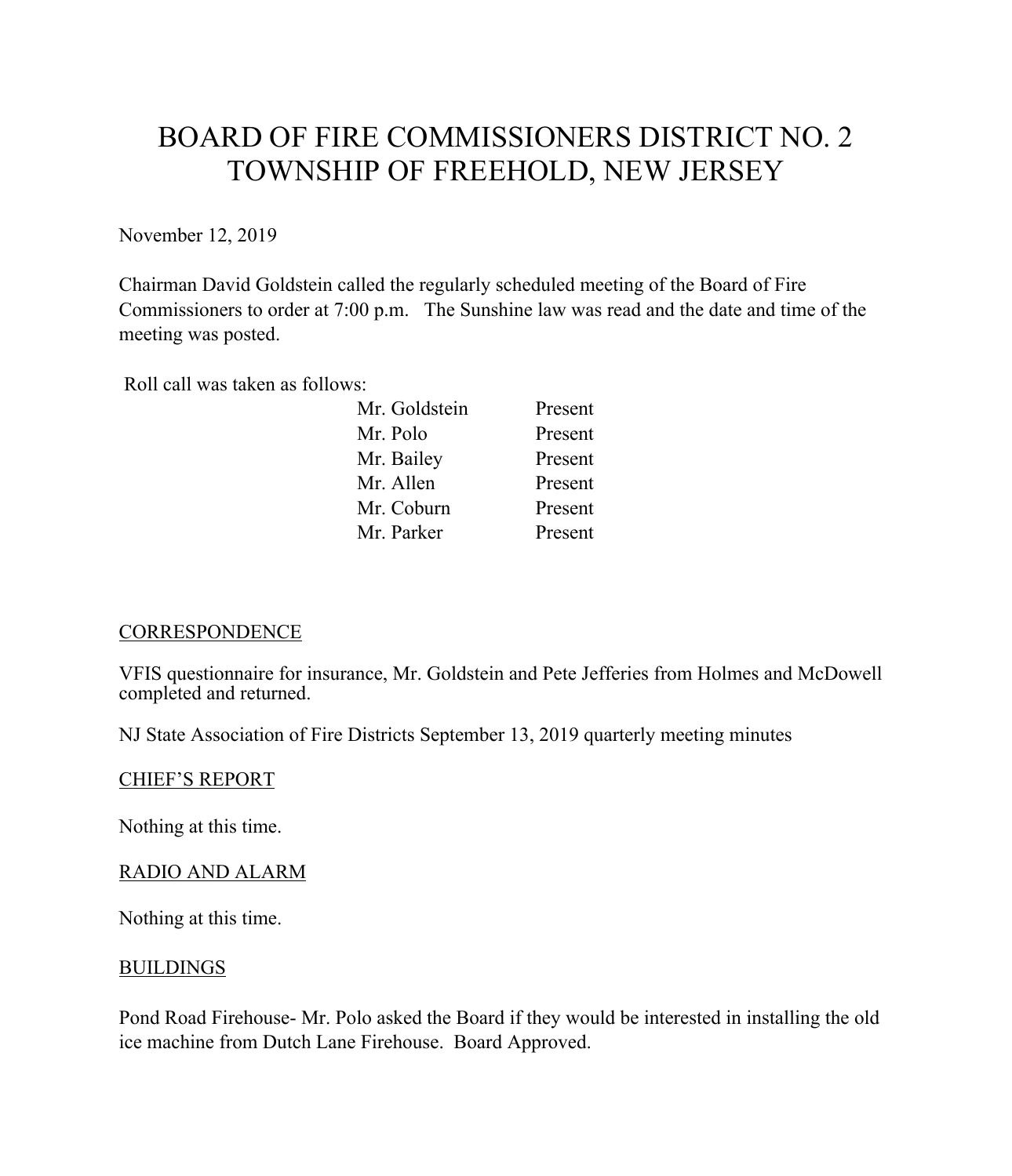# BOARD OF FIRE COMMISSIONERS DISTRICT NO. 2
# TOWNSHIP OF FREEHOLD, NEW JERSEY

November 12, 2019

Chairman David Goldstein called the regularly scheduled meeting of the Board of Fire Commissioners to order at 7:00 p.m. The Sunshine law was read and the date and time of the meeting was posted.

Roll call was taken as follows:

| | |
|---|---|
| Mr. Goldstein | Present |
| Mr. Polo | Present |
| Mr. Bailey | Present |
| Mr. Allen | Present |
| Mr. Coburn | Present |
| Mr. Parker | Present |

## CORRESPONDENCE

VFIS questionnaire for insurance, Mr. Goldstein and Pete Jefferies from Holmes and McDowell completed and returned.

NJ State Association of Fire Districts September 13, 2019 quarterly meeting minutes

## CHIEF'S REPORT

Nothing at this time.

## RADIO AND ALARM

Nothing at this time.

## BUILDINGS

Pond Road Firehouse- Mr. Polo asked the Board if they would be interested in installing the old ice machine from Dutch Lane Firehouse. Board Approved.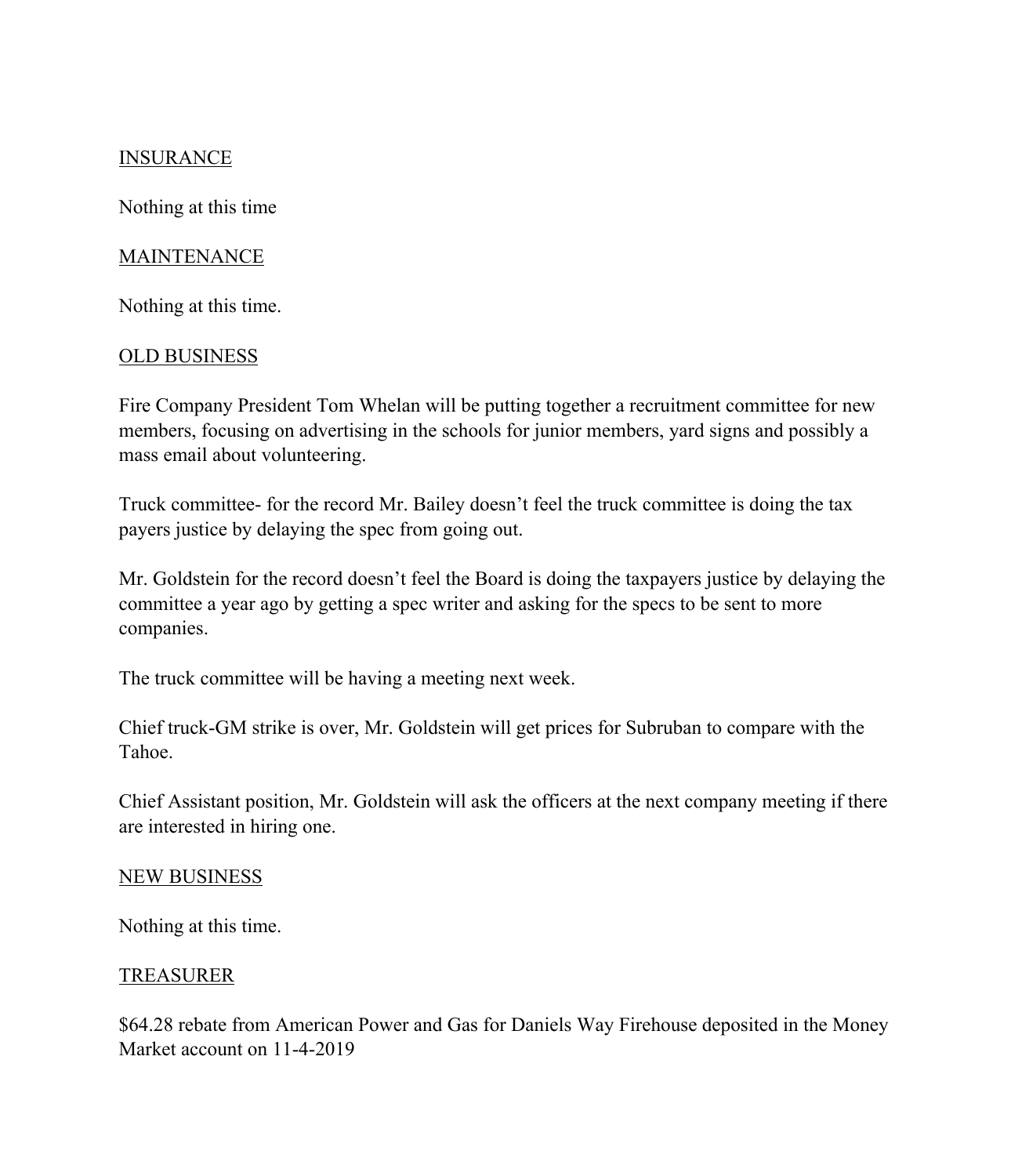INSURANCE

Nothing at this time

MAINTENANCE

Nothing at this time.

OLD BUSINESS

Fire Company President Tom Whelan will be putting together a recruitment committee for new members, focusing on advertising in the schools for junior members, yard signs and possibly a mass email about volunteering.

Truck committee- for the record Mr. Bailey doesn't feel the truck committee is doing the tax payers justice by delaying the spec from going out.

Mr. Goldstein for the record doesn't feel the Board is doing the taxpayers justice by delaying the committee a year ago by getting a spec writer and asking for the specs to be sent to more companies.

The truck committee will be having a meeting next week.

Chief truck-GM strike is over, Mr. Goldstein will get prices for Subruban to compare with the Tahoe.

Chief Assistant position, Mr. Goldstein will ask the officers at the next company meeting if there are interested in hiring one.

NEW BUSINESS

Nothing at this time.

TREASURER

$64.28 rebate from American Power and Gas for Daniels Way Firehouse deposited in the Money Market account on 11-4-2019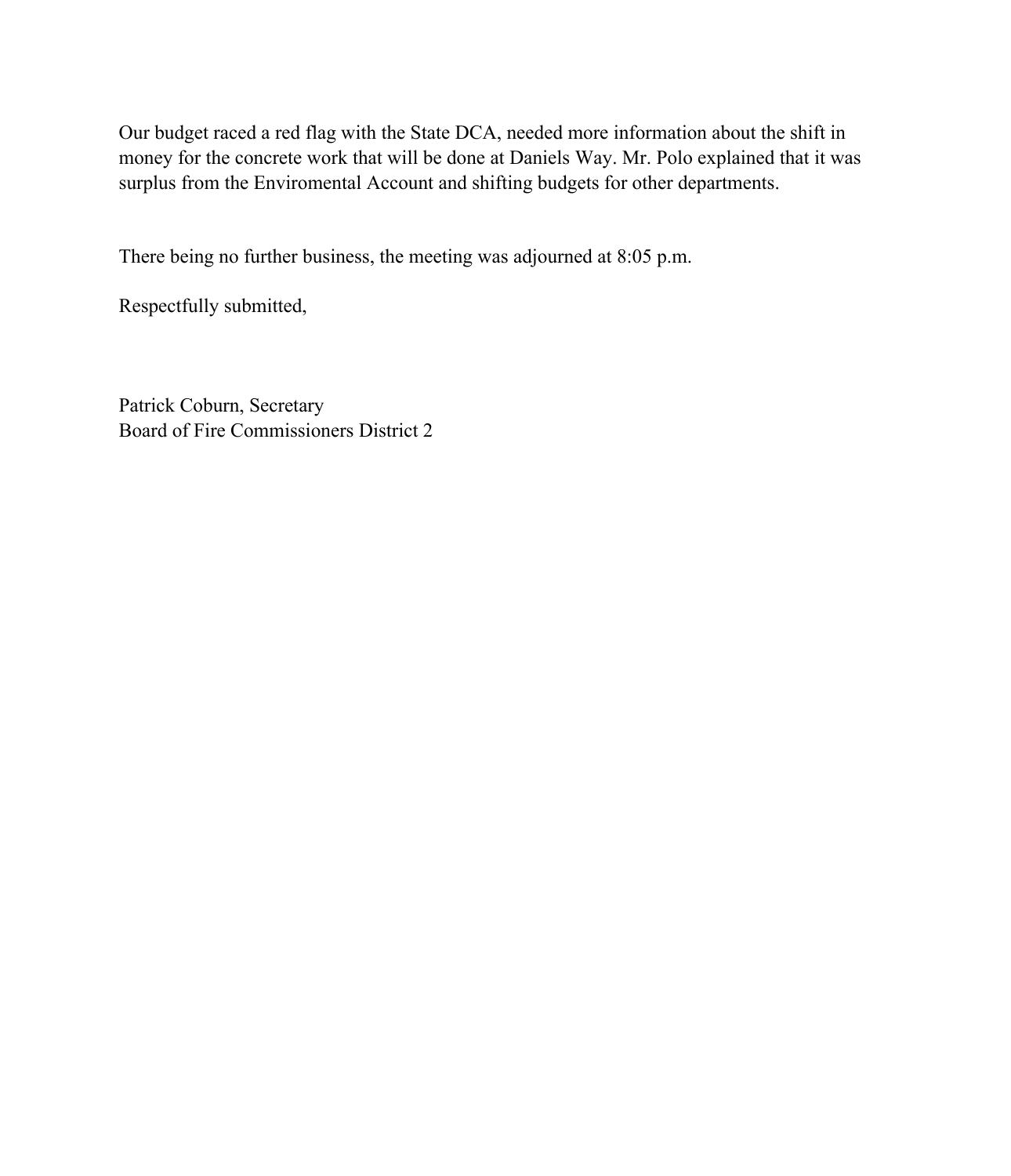Our budget raced a red flag with the State DCA, needed more information about the shift in money for the concrete work that will be done at Daniels Way. Mr. Polo explained that it was surplus from the Enviromental Account and shifting budgets for other departments.

There being no further business, the meeting was adjourned at 8:05 p.m.

Respectfully submitted,

Patrick Coburn, Secretary
Board of Fire Commissioners District 2